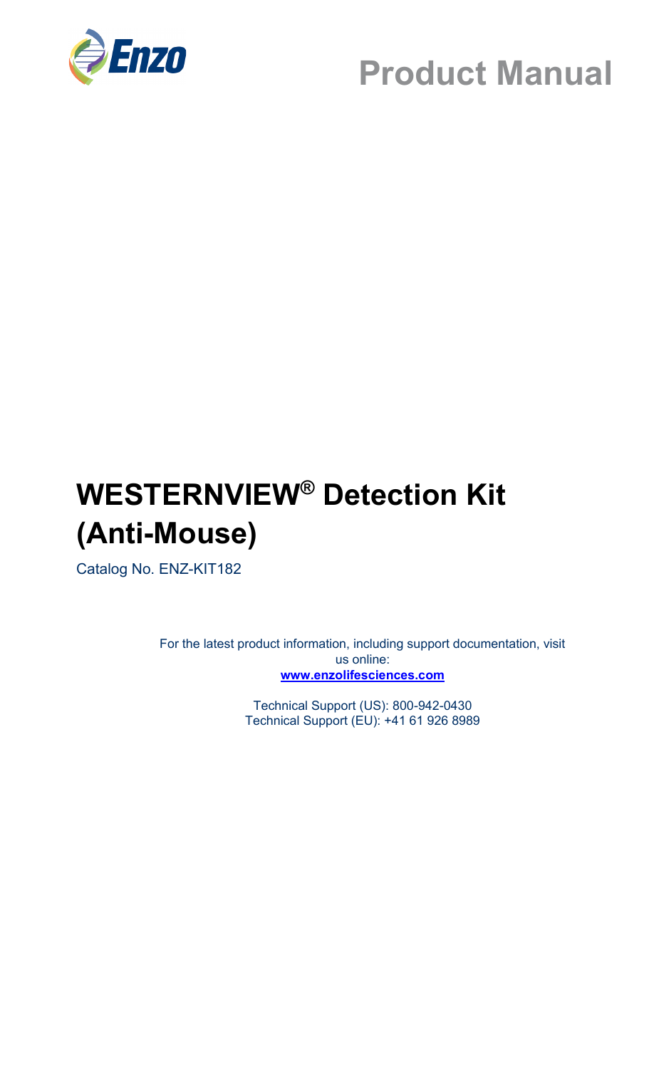Enzo

# Product Manual

# WESTERNVIEW® Detection Kit (Anti-Mouse)

Catalog No. ENZ-KIT182

For the latest product information, including support documentation, visit us online:
**www.enzolifesciences.com**

Technical Support (US): 800-942-0430
Technical Support (EU): +41 61 926 8989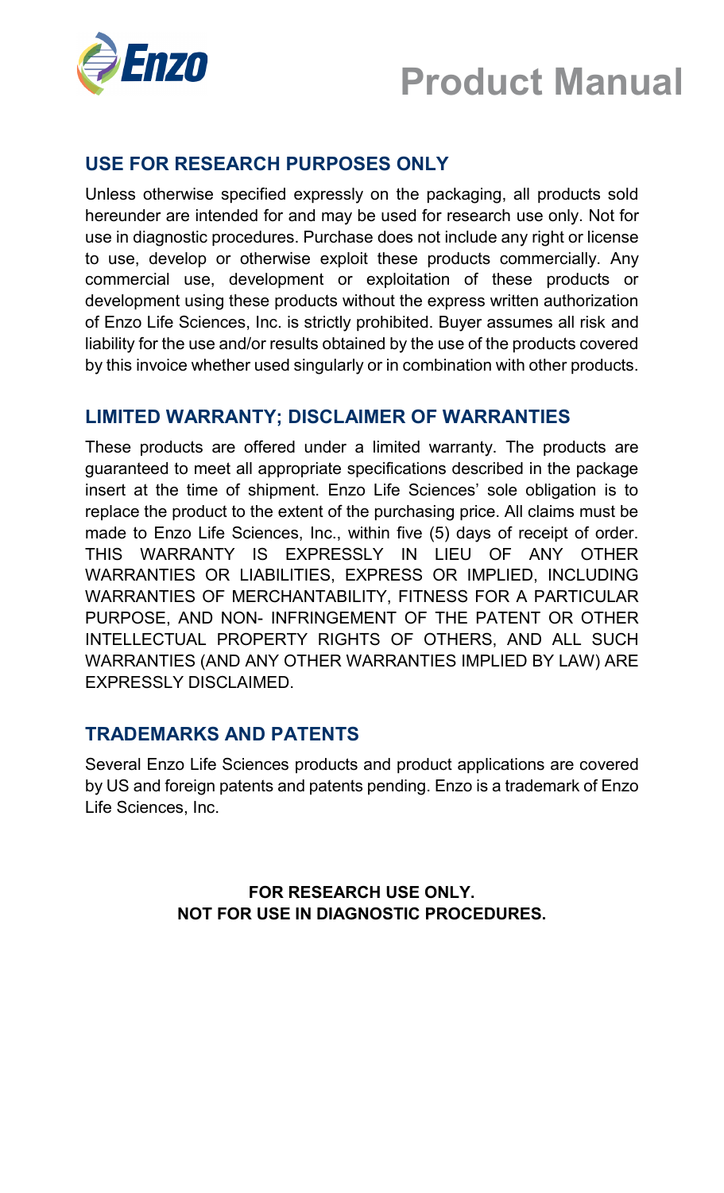## USE FOR RESEARCH PURPOSES ONLY

Unless otherwise specified expressly on the packaging, all products sold hereunder are intended for and may be used for research use only. Not for use in diagnostic procedures. Purchase does not include any right or license to use, develop or otherwise exploit these products commercially. Any commercial use, development or exploitation of these products or development using these products without the express written authorization of Enzo Life Sciences, Inc. is strictly prohibited. Buyer assumes all risk and liability for the use and/or results obtained by the use of the products covered by this invoice whether used singularly or in combination with other products.

## LIMITED WARRANTY; DISCLAIMER OF WARRANTIES

These products are offered under a limited warranty. The products are guaranteed to meet all appropriate specifications described in the package insert at the time of shipment. Enzo Life Sciences' sole obligation is to replace the product to the extent of the purchasing price. All claims must be made to Enzo Life Sciences, Inc., within five (5) days of receipt of order. THIS WARRANTY IS EXPRESSLY IN LIEU OF ANY OTHER WARRANTIES OR LIABILITIES, EXPRESS OR IMPLIED, INCLUDING WARRANTIES OF MERCHANTABILITY, FITNESS FOR A PARTICULAR PURPOSE, AND NON- INFRINGEMENT OF THE PATENT OR OTHER INTELLECTUAL PROPERTY RIGHTS OF OTHERS, AND ALL SUCH WARRANTIES (AND ANY OTHER WARRANTIES IMPLIED BY LAW) ARE EXPRESSLY DISCLAIMED.

## TRADEMARKS AND PATENTS

Several Enzo Life Sciences products and product applications are covered by US and foreign patents and patents pending. Enzo is a trademark of Enzo Life Sciences, Inc.

**FOR RESEARCH USE ONLY.**
**NOT FOR USE IN DIAGNOSTIC PROCEDURES.**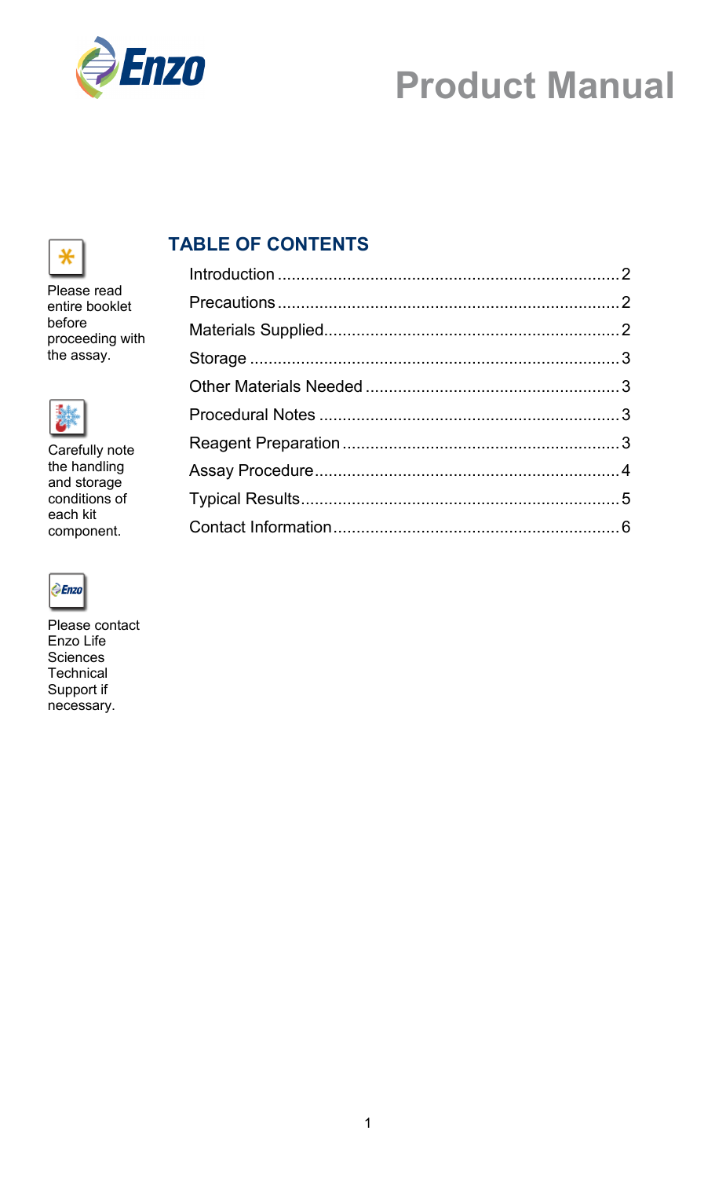# Product Manual

Please read entire booklet before proceeding with the assay.

Carefully note the handling and storage conditions of each kit component.

Please contact Enzo Life Sciences Technical Support if necessary.

## TABLE OF CONTENTS

| Section | Page |
| --- | --- |
| Introduction | 2 |
| Precautions | 2 |
| Materials Supplied | 2 |
| Storage | 3 |
| Other Materials Needed | 3 |
| Procedural Notes | 3 |
| Reagent Preparation | 3 |
| Assay Procedure | 4 |
| Typical Results | 5 |
| Contact Information | 6 |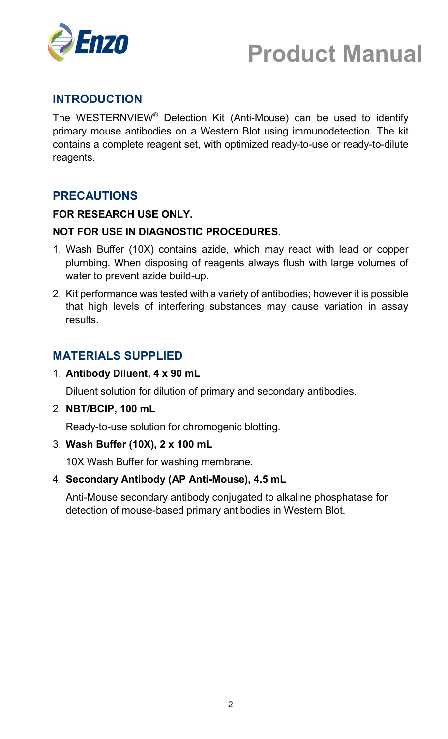## INTRODUCTION

The WESTERNVIEW® Detection Kit (Anti-Mouse) can be used to identify primary mouse antibodies on a Western Blot using immunodetection. The kit contains a complete reagent set, with optimized ready-to-use or ready-to-dilute reagents.

## PRECAUTIONS

**FOR RESEARCH USE ONLY.**

**NOT FOR USE IN DIAGNOSTIC PROCEDURES.**

1. Wash Buffer (10X) contains azide, which may react with lead or copper plumbing. When disposing of reagents always flush with large volumes of water to prevent azide build-up.
2. Kit performance was tested with a variety of antibodies; however it is possible that high levels of interfering substances may cause variation in assay results.

## MATERIALS SUPPLIED

1. **Antibody Diluent, 4 x 90 mL**

   Diluent solution for dilution of primary and secondary antibodies.

2. **NBT/BCIP, 100 mL**

   Ready-to-use solution for chromogenic blotting.

3. **Wash Buffer (10X), 2 x 100 mL**

   10X Wash Buffer for washing membrane.

4. **Secondary Antibody (AP Anti-Mouse), 4.5 mL**

   Anti-Mouse secondary antibody conjugated to alkaline phosphatase for detection of mouse-based primary antibodies in Western Blot.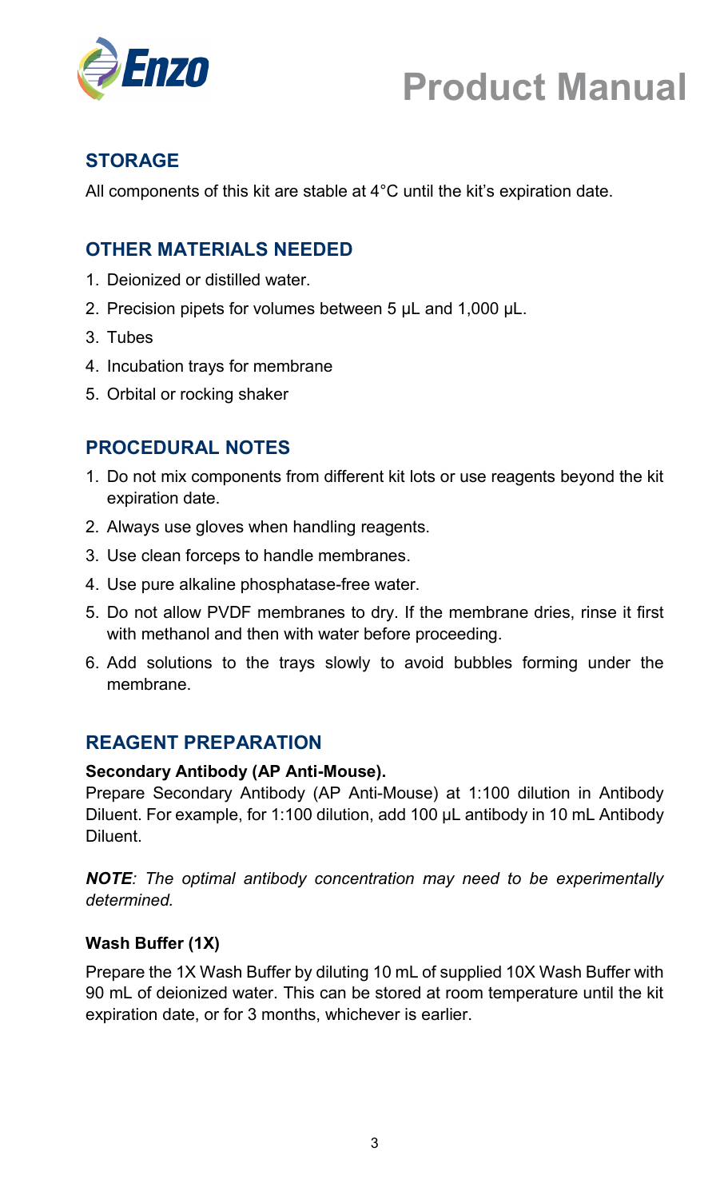## STORAGE

All components of this kit are stable at 4°C until the kit's expiration date.

## OTHER MATERIALS NEEDED

1. Deionized or distilled water.
2. Precision pipets for volumes between 5 µL and 1,000 µL.
3. Tubes
4. Incubation trays for membrane
5. Orbital or rocking shaker

## PROCEDURAL NOTES

1. Do not mix components from different kit lots or use reagents beyond the kit expiration date.
2. Always use gloves when handling reagents.
3. Use clean forceps to handle membranes.
4. Use pure alkaline phosphatase-free water.
5. Do not allow PVDF membranes to dry. If the membrane dries, rinse it first with methanol and then with water before proceeding.
6. Add solutions to the trays slowly to avoid bubbles forming under the membrane.

## REAGENT PREPARATION

**Secondary Antibody (AP Anti-Mouse).**
Prepare Secondary Antibody (AP Anti-Mouse) at 1:100 dilution in Antibody Diluent. For example, for 1:100 dilution, add 100 µL antibody in 10 mL Antibody Diluent.

***NOTE**: The optimal antibody concentration may need to be experimentally determined.*

**Wash Buffer (1X)**

Prepare the 1X Wash Buffer by diluting 10 mL of supplied 10X Wash Buffer with 90 mL of deionized water. This can be stored at room temperature until the kit expiration date, or for 3 months, whichever is earlier.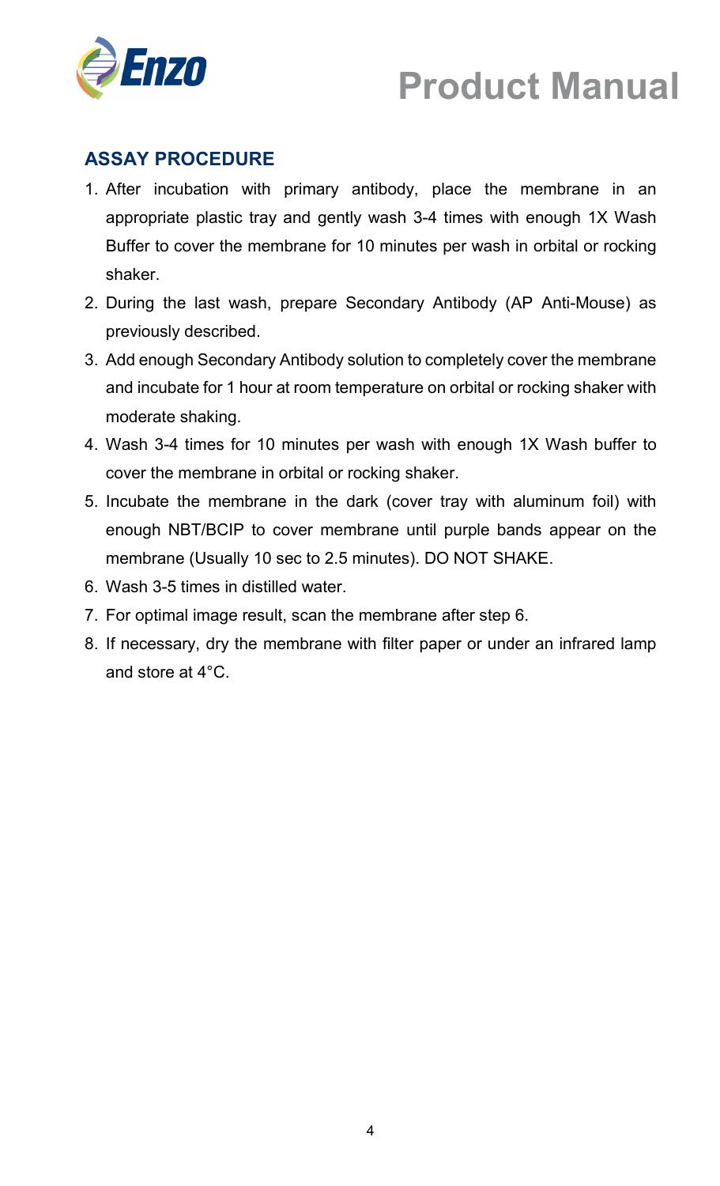## ASSAY PROCEDURE

1. After incubation with primary antibody, place the membrane in an appropriate plastic tray and gently wash 3-4 times with enough 1X Wash Buffer to cover the membrane for 10 minutes per wash in orbital or rocking shaker.
2. During the last wash, prepare Secondary Antibody (AP Anti-Mouse) as previously described.
3. Add enough Secondary Antibody solution to completely cover the membrane and incubate for 1 hour at room temperature on orbital or rocking shaker with moderate shaking.
4. Wash 3-4 times for 10 minutes per wash with enough 1X Wash buffer to cover the membrane in orbital or rocking shaker.
5. Incubate the membrane in the dark (cover tray with aluminum foil) with enough NBT/BCIP to cover membrane until purple bands appear on the membrane (Usually 10 sec to 2.5 minutes). DO NOT SHAKE.
6. Wash 3-5 times in distilled water.
7. For optimal image result, scan the membrane after step 6.
8. If necessary, dry the membrane with filter paper or under an infrared lamp and store at 4°C.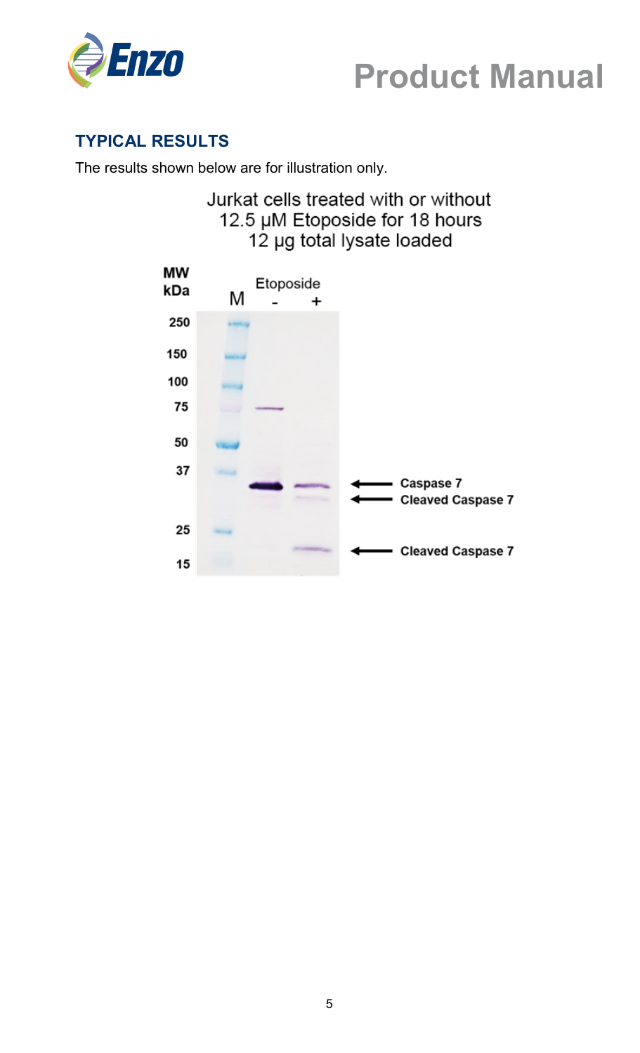## TYPICAL RESULTS

The results shown below are for illustration only.

Jurkat cells treated with or without
12.5 μM Etoposide for 18 hours
12 μg total lysate loaded

MW kDa | M | Etoposide - | +

250
150
100
75
50
37
25
15

Caspase 7
Cleaved Caspase 7
Cleaved Caspase 7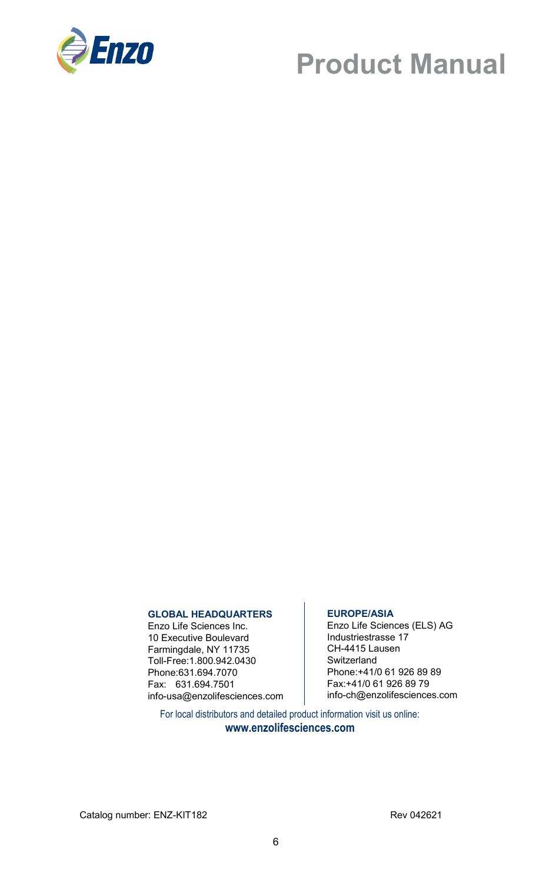# Product Manual

**GLOBAL HEADQUARTERS**
Enzo Life Sciences Inc.
10 Executive Boulevard
Farmingdale, NY 11735
Toll-Free:1.800.942.0430
Phone:631.694.7070
Fax: 631.694.7501
info-usa@enzolifesciences.com

**EUROPE/ASIA**
Enzo Life Sciences (ELS) AG
Industriestrasse 17
CH-4415 Lausen
Switzerland
Phone:+41/0 61 926 89 89
Fax:+41/0 61 926 89 79
info-ch@enzolifesciences.com

For local distributors and detailed product information visit us online:
**www.enzolifesciences.com**

Catalog number: ENZ-KIT182

Rev 042621